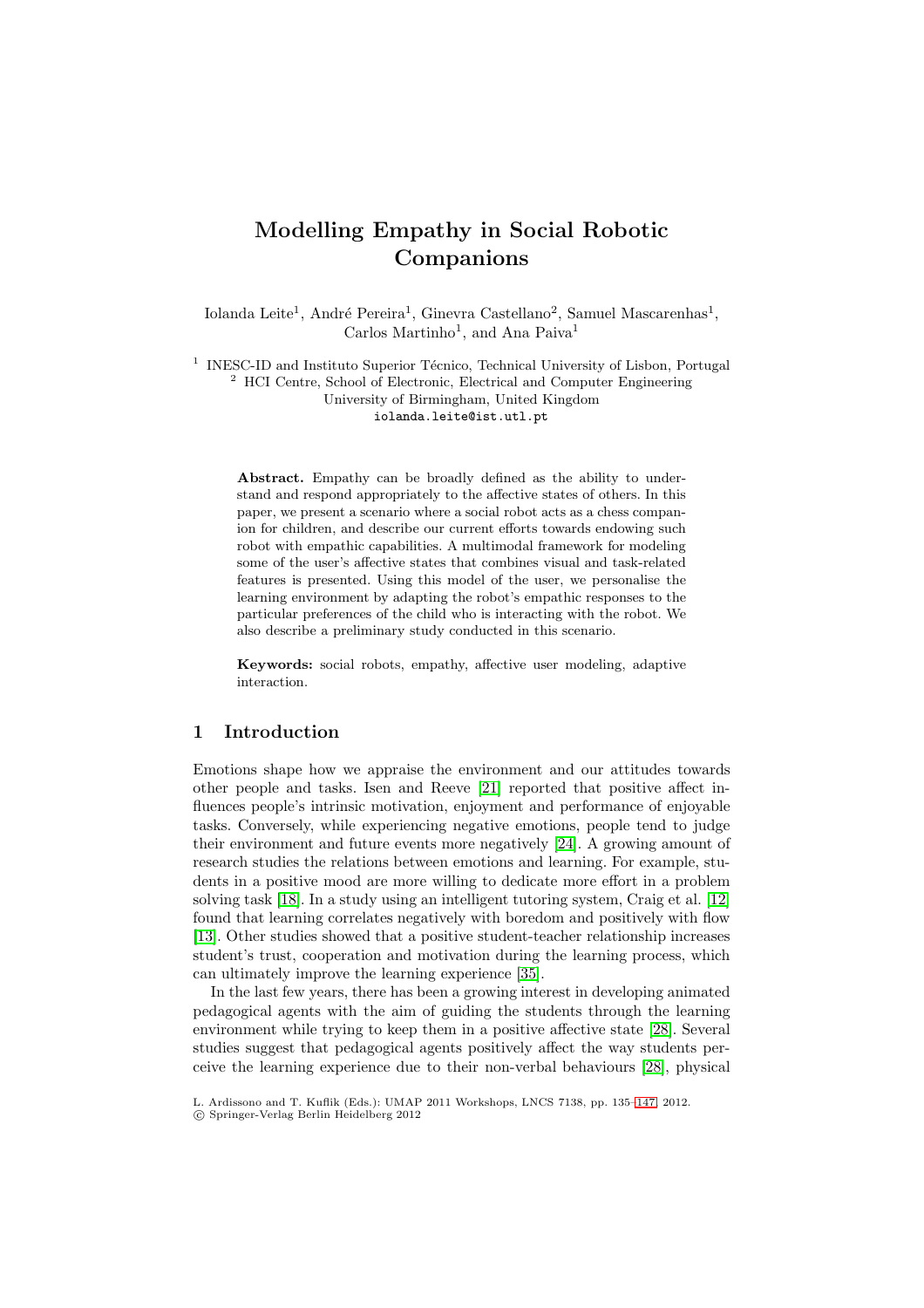# Modelling Empathy in Social Robotic Companions

Iolanda Leite[1], André Pereira[1], Ginevra Castellano[2], Samuel Mascarenhas[1], Carlos Martinho[1], and Ana Paiva[1]

[1] INESC-ID and Instituto Superior Técnico, Technical University of Lisbon, Portugal
[2] HCI Centre, School of Electronic, Electrical and Computer Engineering University of Birmingham, United Kingdom
iolanda.leite@ist.utl.pt

**Abstract.** Empathy can be broadly defined as the ability to understand and respond appropriately to the affective states of others. In this paper, we present a scenario where a social robot acts as a chess companion for children, and describe our current efforts towards endowing such robot with empathic capabilities. A multimodal framework for modeling some of the user's affective states that combines visual and task-related features is presented. Using this model of the user, we personalise the learning environment by adapting the robot's empathic responses to the particular preferences of the child who is interacting with the robot. We also describe a preliminary study conducted in this scenario.

**Keywords:** social robots, empathy, affective user modeling, adaptive interaction.

## 1 Introduction

Emotions shape how we appraise the environment and our attitudes towards other people and tasks. Isen and Reeve [21] reported that positive affect influences people's intrinsic motivation, enjoyment and performance of enjoyable tasks. Conversely, while experiencing negative emotions, people tend to judge their environment and future events more negatively [24]. A growing amount of research studies the relations between emotions and learning. For example, students in a positive mood are more willing to dedicate more effort in a problem solving task [18]. In a study using an intelligent tutoring system, Craig et al. [12] found that learning correlates negatively with boredom and positively with flow [13]. Other studies showed that a positive student-teacher relationship increases student's trust, cooperation and motivation during the learning process, which can ultimately improve the learning experience [35].

In the last few years, there has been a growing interest in developing animated pedagogical agents with the aim of guiding the students through the learning environment while trying to keep them in a positive affective state [28]. Several studies suggest that pedagogical agents positively affect the way students perceive the learning experience due to their non-verbal behaviours [28], physical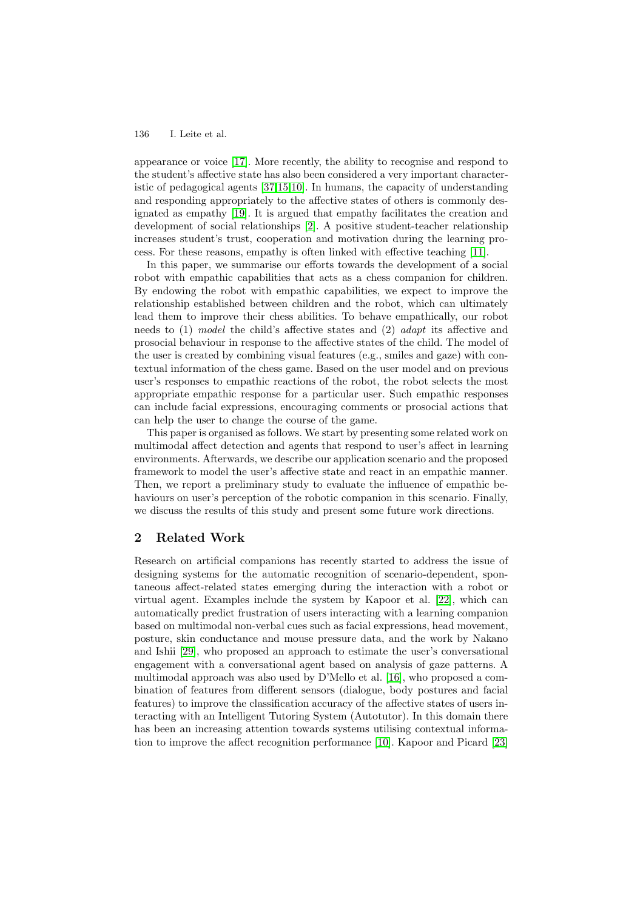appearance or voice [17]. More recently, the ability to recognise and respond to the student's affective state has also been considered a very important characteristic of pedagogical agents [37,15,10]. In humans, the capacity of understanding and responding appropriately to the affective states of others is commonly designated as empathy [19]. It is argued that empathy facilitates the creation and development of social relationships [2]. A positive student-teacher relationship increases student's trust, cooperation and motivation during the learning process. For these reasons, empathy is often linked with effective teaching [11].

In this paper, we summarise our efforts towards the development of a social robot with empathic capabilities that acts as a chess companion for children. By endowing the robot with empathic capabilities, we expect to improve the relationship established between children and the robot, which can ultimately lead them to improve their chess abilities. To behave empathically, our robot needs to (1) *model* the child's affective states and (2) *adapt* its affective and prosocial behaviour in response to the affective states of the child. The model of the user is created by combining visual features (e.g., smiles and gaze) with contextual information of the chess game. Based on the user model and on previous user's responses to empathic reactions of the robot, the robot selects the most appropriate empathic response for a particular user. Such empathic responses can include facial expressions, encouraging comments or prosocial actions that can help the user to change the course of the game.

This paper is organised as follows. We start by presenting some related work on multimodal affect detection and agents that respond to user's affect in learning environments. Afterwards, we describe our application scenario and the proposed framework to model the user's affective state and react in an empathic manner. Then, we report a preliminary study to evaluate the influence of empathic behaviours on user's perception of the robotic companion in this scenario. Finally, we discuss the results of this study and present some future work directions.

## 2 Related Work

Research on artificial companions has recently started to address the issue of designing systems for the automatic recognition of scenario-dependent, spontaneous affect-related states emerging during the interaction with a robot or virtual agent. Examples include the system by Kapoor et al. [22], which can automatically predict frustration of users interacting with a learning companion based on multimodal non-verbal cues such as facial expressions, head movement, posture, skin conductance and mouse pressure data, and the work by Nakano and Ishii [29], who proposed an approach to estimate the user's conversational engagement with a conversational agent based on analysis of gaze patterns. A multimodal approach was also used by D'Mello et al. [16], who proposed a combination of features from different sensors (dialogue, body postures and facial features) to improve the classification accuracy of the affective states of users interacting with an Intelligent Tutoring System (Autotutor). In this domain there has been an increasing attention towards systems utilising contextual information to improve the affect recognition performance [10]. Kapoor and Picard [23]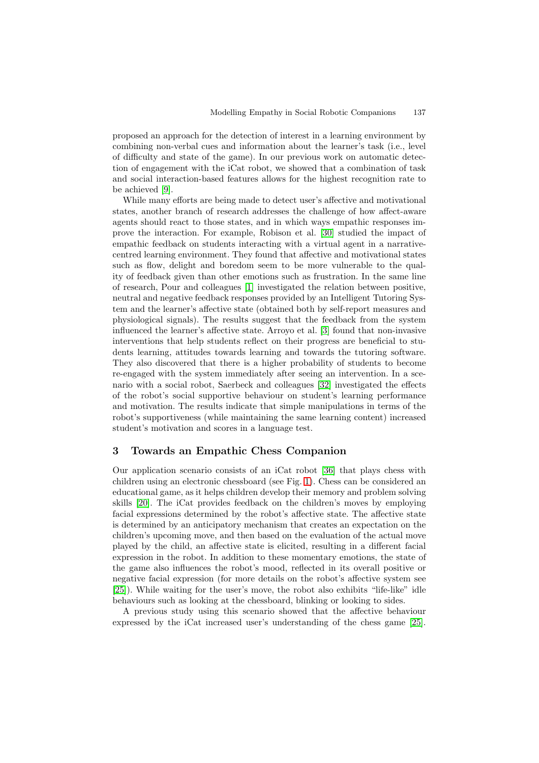proposed an approach for the detection of interest in a learning environment by combining non-verbal cues and information about the learner's task (i.e., level of difficulty and state of the game). In our previous work on automatic detection of engagement with the iCat robot, we showed that a combination of task and social interaction-based features allows for the highest recognition rate to be achieved [9].

While many efforts are being made to detect user's affective and motivational states, another branch of research addresses the challenge of how affect-aware agents should react to those states, and in which ways empathic responses improve the interaction. For example, Robison et al. [30] studied the impact of empathic feedback on students interacting with a virtual agent in a narrative-centred learning environment. They found that affective and motivational states such as flow, delight and boredom seem to be more vulnerable to the quality of feedback given than other emotions such as frustration. In the same line of research, Pour and colleagues [1] investigated the relation between positive, neutral and negative feedback responses provided by an Intelligent Tutoring System and the learner's affective state (obtained both by self-report measures and physiological signals). The results suggest that the feedback from the system influenced the learner's affective state. Arroyo et al. [3] found that non-invasive interventions that help students reflect on their progress are beneficial to students learning, attitudes towards learning and towards the tutoring software. They also discovered that there is a higher probability of students to become re-engaged with the system immediately after seeing an intervention. In a scenario with a social robot, Saerbeck and colleagues [32] investigated the effects of the robot's social supportive behaviour on student's learning performance and motivation. The results indicate that simple manipulations in terms of the robot's supportiveness (while maintaining the same learning content) increased student's motivation and scores in a language test.

## 3 Towards an Empathic Chess Companion

Our application scenario consists of an iCat robot [36] that plays chess with children using an electronic chessboard (see Fig. 1). Chess can be considered an educational game, as it helps children develop their memory and problem solving skills [20]. The iCat provides feedback on the children's moves by employing facial expressions determined by the robot's affective state. The affective state is determined by an anticipatory mechanism that creates an expectation on the children's upcoming move, and then based on the evaluation of the actual move played by the child, an affective state is elicited, resulting in a different facial expression in the robot. In addition to these momentary emotions, the state of the game also influences the robot's mood, reflected in its overall positive or negative facial expression (for more details on the robot's affective system see [25]). While waiting for the user's move, the robot also exhibits "life-like" idle behaviours such as looking at the chessboard, blinking or looking to sides.

A previous study using this scenario showed that the affective behaviour expressed by the iCat increased user's understanding of the chess game [25].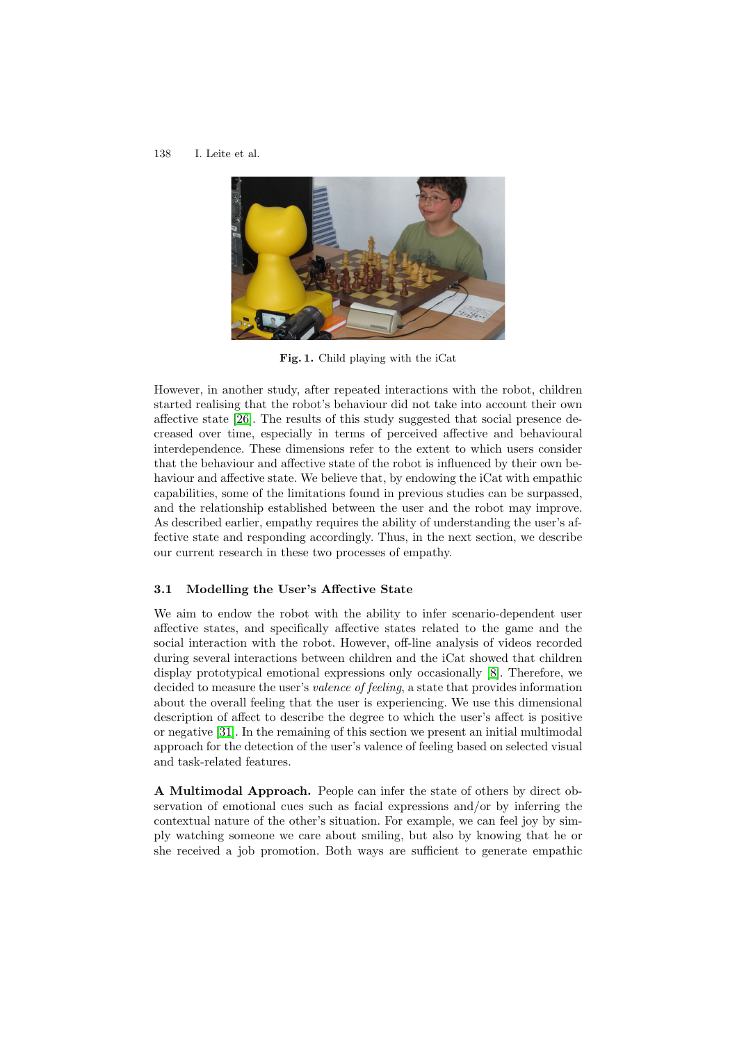**Fig. 1.** Child playing with the iCat

However, in another study, after repeated interactions with the robot, children started realising that the robot's behaviour did not take into account their own affective state [26]. The results of this study suggested that social presence decreased over time, especially in terms of perceived affective and behavioural interdependence. These dimensions refer to the extent to which users consider that the behaviour and affective state of the robot is influenced by their own behaviour and affective state. We believe that, by endowing the iCat with empathic capabilities, some of the limitations found in previous studies can be surpassed, and the relationship established between the user and the robot may improve. As described earlier, empathy requires the ability of understanding the user's affective state and responding accordingly. Thus, in the next section, we describe our current research in these two processes of empathy.

### 3.1 Modelling the User's Affective State

We aim to endow the robot with the ability to infer scenario-dependent user affective states, and specifically affective states related to the game and the social interaction with the robot. However, off-line analysis of videos recorded during several interactions between children and the iCat showed that children display prototypical emotional expressions only occasionally [8]. Therefore, we decided to measure the user's *valence of feeling*, a state that provides information about the overall feeling that the user is experiencing. We use this dimensional description of affect to describe the degree to which the user's affect is positive or negative [31]. In the remaining of this section we present an initial multimodal approach for the detection of the user's valence of feeling based on selected visual and task-related features.

**A Multimodal Approach.** People can infer the state of others by direct observation of emotional cues such as facial expressions and/or by inferring the contextual nature of the other's situation. For example, we can feel joy by simply watching someone we care about smiling, but also by knowing that he or she received a job promotion. Both ways are sufficient to generate empathic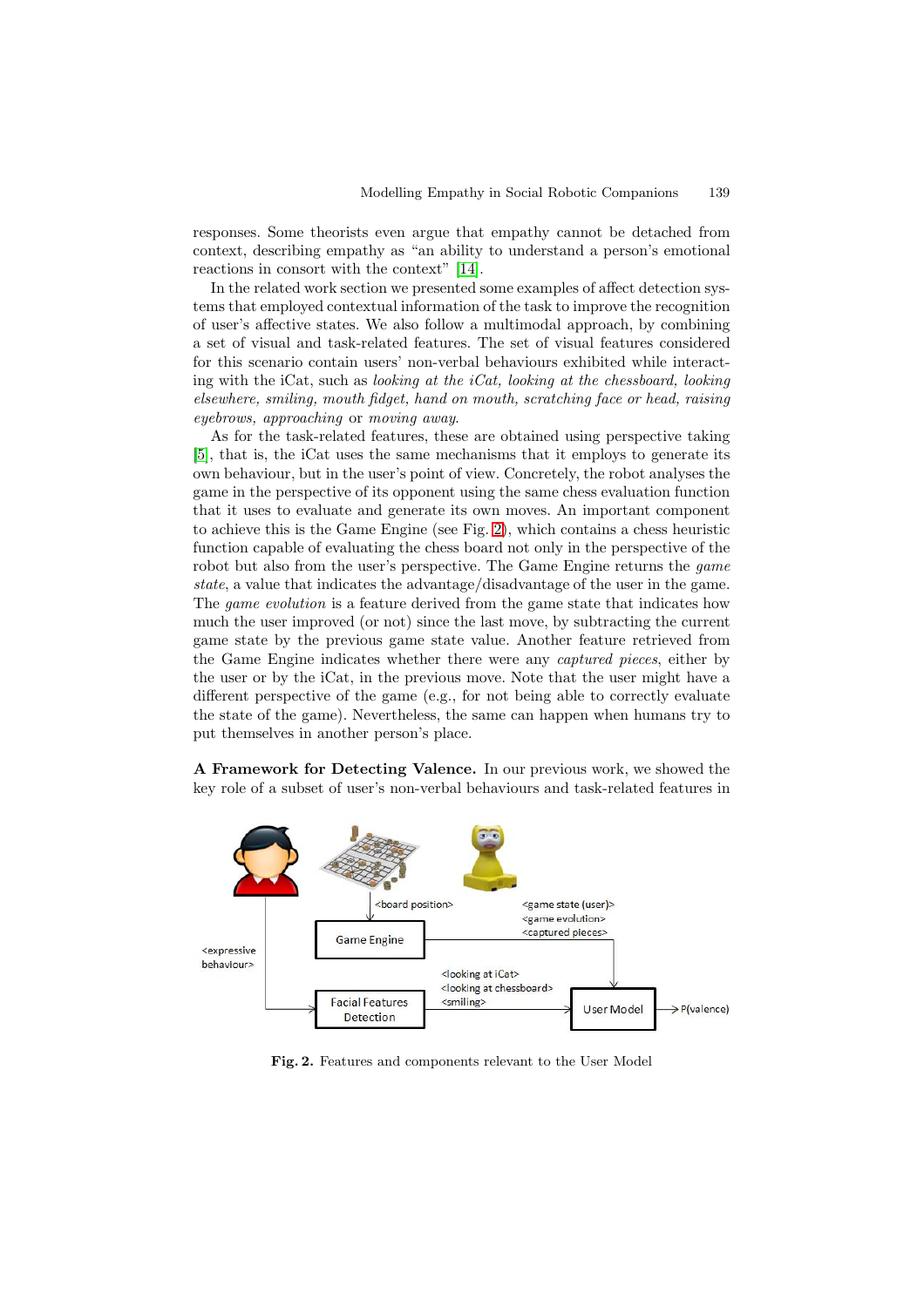responses. Some theorists even argue that empathy cannot be detached from context, describing empathy as "an ability to understand a person's emotional reactions in consort with the context" [14].

In the related work section we presented some examples of affect detection systems that employed contextual information of the task to improve the recognition of user's affective states. We also follow a multimodal approach, by combining a set of visual and task-related features. The set of visual features considered for this scenario contain users' non-verbal behaviours exhibited while interacting with the iCat, such as *looking at the iCat, looking at the chessboard, looking elsewhere, smiling, mouth fidget, hand on mouth, scratching face or head, raising eyebrows, approaching* or *moving away*.

As for the task-related features, these are obtained using perspective taking [5], that is, the iCat uses the same mechanisms that it employs to generate its own behaviour, but in the user's point of view. Concretely, the robot analyses the game in the perspective of its opponent using the same chess evaluation function that it uses to evaluate and generate its own moves. An important component to achieve this is the Game Engine (see Fig. 2), which contains a chess heuristic function capable of evaluating the chess board not only in the perspective of the robot but also from the user's perspective. The Game Engine returns the *game state*, a value that indicates the advantage/disadvantage of the user in the game. The *game evolution* is a feature derived from the game state that indicates how much the user improved (or not) since the last move, by subtracting the current game state by the previous game state value. Another feature retrieved from the Game Engine indicates whether there were any *captured pieces*, either by the user or by the iCat, in the previous move. Note that the user might have a different perspective of the game (e.g., for not being able to correctly evaluate the state of the game). Nevertheless, the same can happen when humans try to put themselves in another person's place.

**A Framework for Detecting Valence.** In our previous work, we showed the key role of a subset of user's non-verbal behaviours and task-related features in

<board position>
Game Engine
<game state (user)>
<game evolution>
<captured pieces>
<expressive behaviour>
<looking at iCat>
<looking at chessboard>
<smiling>
Facial Features Detection
User Model
P(valence)

**Fig. 2.** Features and components relevant to the User Model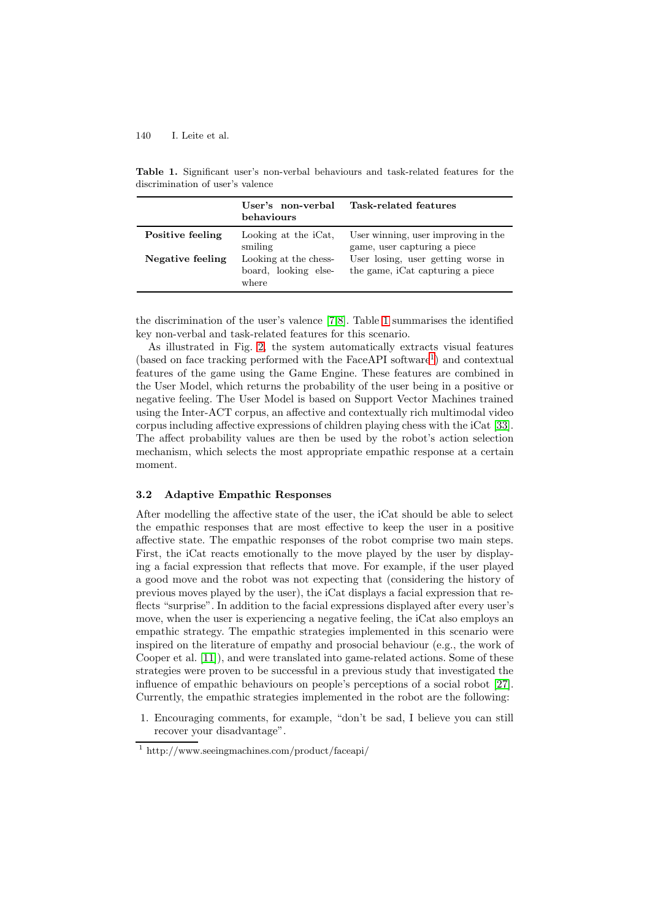**Table 1.** Significant user's non-verbal behaviours and task-related features for the discrimination of user's valence

| | User's non-verbal behaviours | Task-related features |
|---|---|---|
| **Positive feeling** | Looking at the iCat, smiling | User winning, user improving in the game, user capturing a piece |
| **Negative feeling** | Looking at the chess-board, looking elsewhere | User losing, user getting worse in the game, iCat capturing a piece |

the discrimination of the user's valence [7,8]. Table 1 summarises the identified key non-verbal and task-related features for this scenario.

As illustrated in Fig. 2, the system automatically extracts visual features (based on face tracking performed with the FaceAPI software[1]) and contextual features of the game using the Game Engine. These features are combined in the User Model, which returns the probability of the user being in a positive or negative feeling. The User Model is based on Support Vector Machines trained using the Inter-ACT corpus, an affective and contextually rich multimodal video corpus including affective expressions of children playing chess with the iCat [33]. The affect probability values are then be used by the robot's action selection mechanism, which selects the most appropriate empathic response at a certain moment.

### 3.2 Adaptive Empathic Responses

After modelling the affective state of the user, the iCat should be able to select the empathic responses that are most effective to keep the user in a positive affective state. The empathic responses of the robot comprise two main steps. First, the iCat reacts emotionally to the move played by the user by displaying a facial expression that reflects that move. For example, if the user played a good move and the robot was not expecting that (considering the history of previous moves played by the user), the iCat displays a facial expression that reflects "surprise". In addition to the facial expressions displayed after every user's move, when the user is experiencing a negative feeling, the iCat also employs an empathic strategy. The empathic strategies implemented in this scenario were inspired on the literature of empathy and prosocial behaviour (e.g., the work of Cooper et al. [11]), and were translated into game-related actions. Some of these strategies were proven to be successful in a previous study that investigated the influence of empathic behaviours on people's perceptions of a social robot [27]. Currently, the empathic strategies implemented in the robot are the following:

1. Encouraging comments, for example, "don't be sad, I believe you can still recover your disadvantage".

[1] http://www.seeingmachines.com/product/faceapi/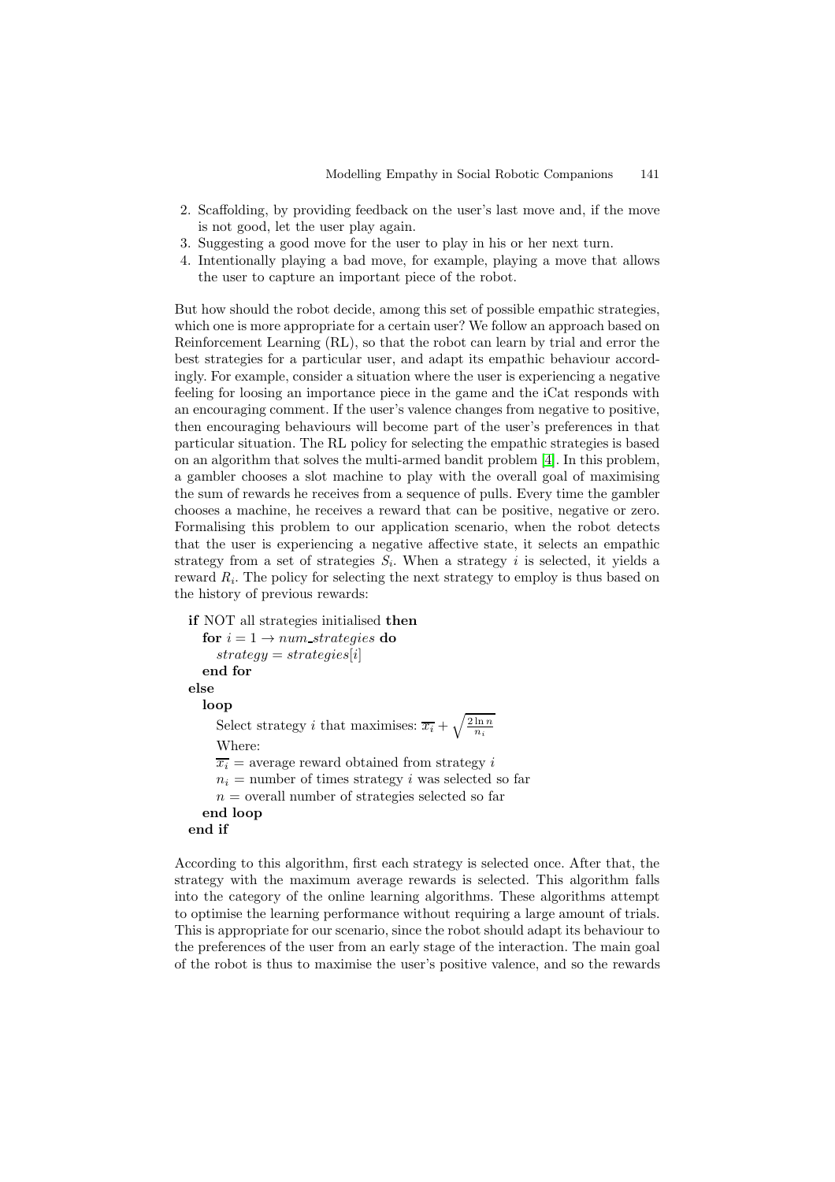2. Scaffolding, by providing feedback on the user's last move and, if the move is not good, let the user play again.
3. Suggesting a good move for the user to play in his or her next turn.
4. Intentionally playing a bad move, for example, playing a move that allows the user to capture an important piece of the robot.

But how should the robot decide, among this set of possible empathic strategies, which one is more appropriate for a certain user? We follow an approach based on Reinforcement Learning (RL), so that the robot can learn by trial and error the best strategies for a particular user, and adapt its empathic behaviour accordingly. For example, consider a situation where the user is experiencing a negative feeling for loosing an importance piece in the game and the iCat responds with an encouraging comment. If the user's valence changes from negative to positive, then encouraging behaviours will become part of the user's preferences in that particular situation. The RL policy for selecting the empathic strategies is based on an algorithm that solves the multi-armed bandit problem [4]. In this problem, a gambler chooses a slot machine to play with the overall goal of maximising the sum of rewards he receives from a sequence of pulls. Every time the gambler chooses a machine, he receives a reward that can be positive, negative or zero. Formalising this problem to our application scenario, when the robot detects that the user is experiencing a negative affective state, it selects an empathic strategy from a set of strategies $S_i$. When a strategy $i$ is selected, it yields a reward $R_i$. The policy for selecting the next strategy to employ is thus based on the history of previous rewards:

**if** NOT all strategies initialised **then**
&nbsp;&nbsp;**for** $i = 1 \rightarrow num\_strategies$ **do**
&nbsp;&nbsp;&nbsp;&nbsp;$strategy = strategies[i]$
&nbsp;&nbsp;**end for**
**else**
&nbsp;&nbsp;**loop**
&nbsp;&nbsp;&nbsp;&nbsp;Select strategy $i$ that maximises: $\overline{x_i} + \sqrt{\frac{2 \ln n}{n_i}}$
&nbsp;&nbsp;&nbsp;&nbsp;Where:
&nbsp;&nbsp;&nbsp;&nbsp;$\overline{x_i}$ = average reward obtained from strategy $i$
&nbsp;&nbsp;&nbsp;&nbsp;$n_i$ = number of times strategy $i$ was selected so far
&nbsp;&nbsp;&nbsp;&nbsp;$n$ = overall number of strategies selected so far
&nbsp;&nbsp;**end loop**
**end if**

According to this algorithm, first each strategy is selected once. After that, the strategy with the maximum average rewards is selected. This algorithm falls into the category of the online learning algorithms. These algorithms attempt to optimise the learning performance without requiring a large amount of trials. This is appropriate for our scenario, since the robot should adapt its behaviour to the preferences of the user from an early stage of the interaction. The main goal of the robot is thus to maximise the user's positive valence, and so the rewards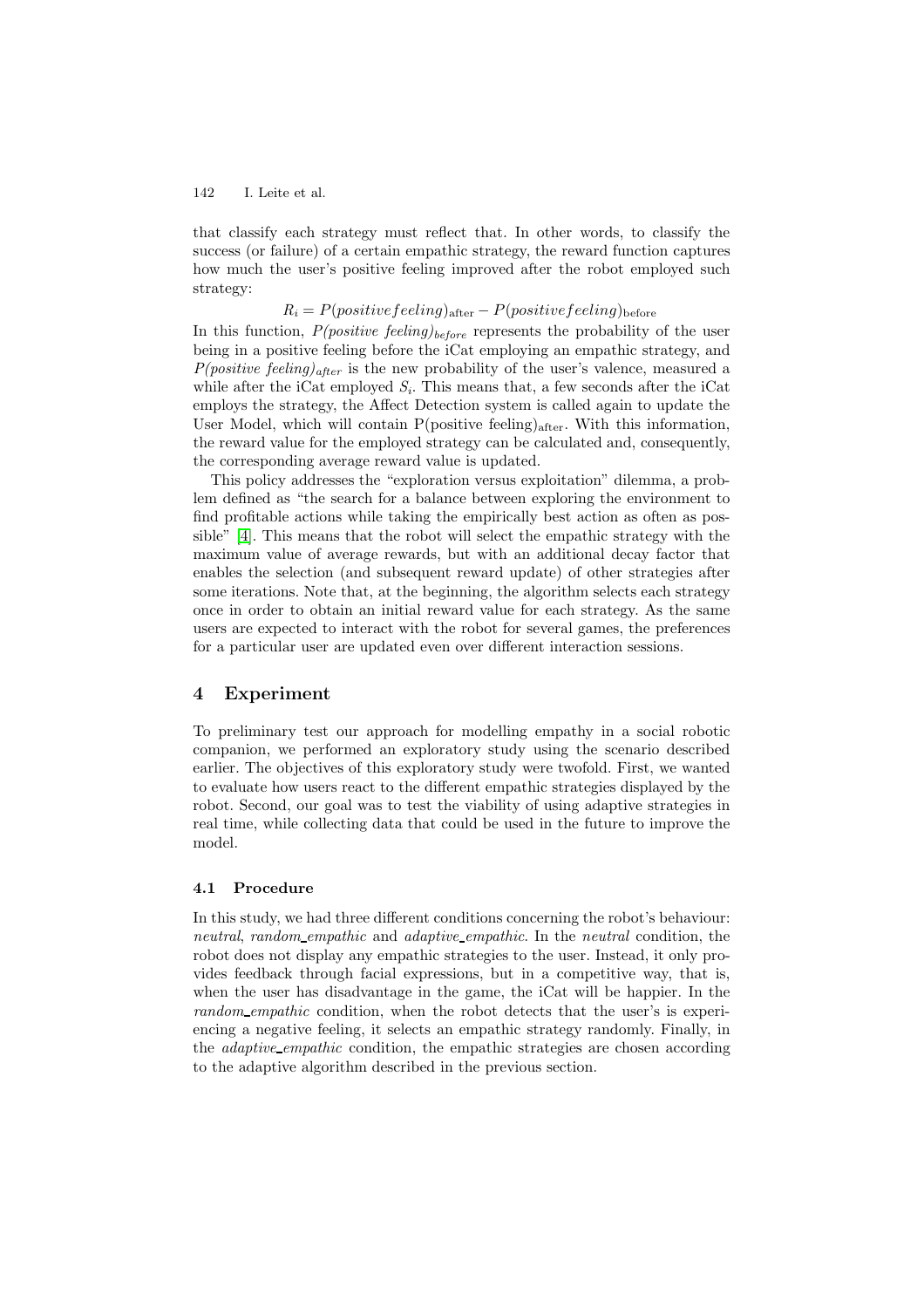that classify each strategy must reflect that. In other words, to classify the success (or failure) of a certain empathic strategy, the reward function captures how much the user's positive feeling improved after the robot employed such strategy:

$$R_i = P(positive feeling)_{\text{after}} - P(positive feeling)_{\text{before}}$$

In this function, $P(positive\ feeling)_{before}$ represents the probability of the user being in a positive feeling before the iCat employing an empathic strategy, and $P(positive\ feeling)_{after}$ is the new probability of the user's valence, measured a while after the iCat employed $S_i$. This means that, a few seconds after the iCat employs the strategy, the Affect Detection system is called again to update the User Model, which will contain $\text{P(positive feeling)}_{\text{after}}$. With this information, the reward value for the employed strategy can be calculated and, consequently, the corresponding average reward value is updated.

This policy addresses the "exploration versus exploitation" dilemma, a problem defined as "the search for a balance between exploring the environment to find profitable actions while taking the empirically best action as often as possible" [4]. This means that the robot will select the empathic strategy with the maximum value of average rewards, but with an additional decay factor that enables the selection (and subsequent reward update) of other strategies after some iterations. Note that, at the beginning, the algorithm selects each strategy once in order to obtain an initial reward value for each strategy. As the same users are expected to interact with the robot for several games, the preferences for a particular user are updated even over different interaction sessions.

## 4 Experiment

To preliminary test our approach for modelling empathy in a social robotic companion, we performed an exploratory study using the scenario described earlier. The objectives of this exploratory study were twofold. First, we wanted to evaluate how users react to the different empathic strategies displayed by the robot. Second, our goal was to test the viability of using adaptive strategies in real time, while collecting data that could be used in the future to improve the model.

### 4.1 Procedure

In this study, we had three different conditions concerning the robot's behaviour: *neutral*, *random_empathic* and *adaptive_empathic*. In the *neutral* condition, the robot does not display any empathic strategies to the user. Instead, it only provides feedback through facial expressions, but in a competitive way, that is, when the user has disadvantage in the game, the iCat will be happier. In the *random_empathic* condition, when the robot detects that the user's is experiencing a negative feeling, it selects an empathic strategy randomly. Finally, in the *adaptive_empathic* condition, the empathic strategies are chosen according to the adaptive algorithm described in the previous section.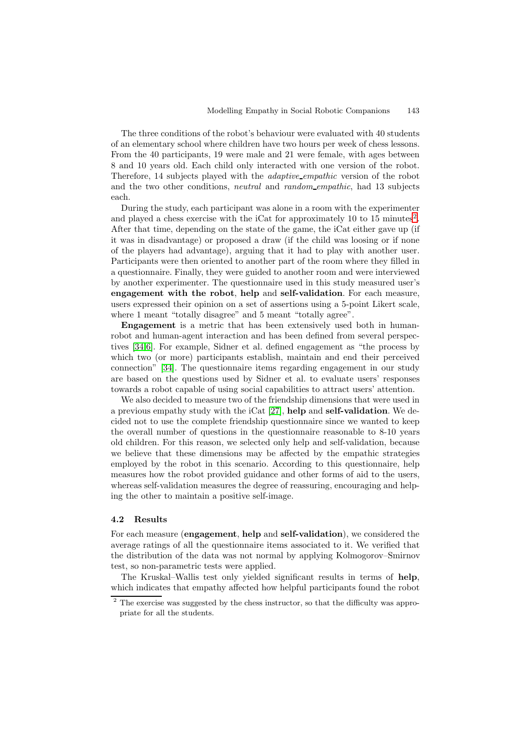The three conditions of the robot's behaviour were evaluated with 40 students of an elementary school where children have two hours per week of chess lessons. From the 40 participants, 19 were male and 21 were female, with ages between 8 and 10 years old. Each child only interacted with one version of the robot. Therefore, 14 subjects played with the *adaptive_empathic* version of the robot and the two other conditions, *neutral* and *random_empathic*, had 13 subjects each.

During the study, each participant was alone in a room with the experimenter and played a chess exercise with the iCat for approximately 10 to 15 minutes[2]. After that time, depending on the state of the game, the iCat either gave up (if it was in disadvantage) or proposed a draw (if the child was loosing or if none of the players had advantage), arguing that it had to play with another user. Participants were then oriented to another part of the room where they filled in a questionnaire. Finally, they were guided to another room and were interviewed by another experimenter. The questionnaire used in this study measured user's **engagement with the robot**, **help** and **self-validation**. For each measure, users expressed their opinion on a set of assertions using a 5-point Likert scale, where 1 meant "totally disagree" and 5 meant "totally agree".

**Engagement** is a metric that has been extensively used both in human-robot and human-agent interaction and has been defined from several perspectives [34,6]. For example, Sidner et al. defined engagement as "the process by which two (or more) participants establish, maintain and end their perceived connection" [34]. The questionnaire items regarding engagement in our study are based on the questions used by Sidner et al. to evaluate users' responses towards a robot capable of using social capabilities to attract users' attention.

We also decided to measure two of the friendship dimensions that were used in a previous empathy study with the iCat [27], **help** and **self-validation**. We decided not to use the complete friendship questionnaire since we wanted to keep the overall number of questions in the questionnaire reasonable to 8-10 years old children. For this reason, we selected only help and self-validation, because we believe that these dimensions may be affected by the empathic strategies employed by the robot in this scenario. According to this questionnaire, help measures how the robot provided guidance and other forms of aid to the users, whereas self-validation measures the degree of reassuring, encouraging and helping the other to maintain a positive self-image.

### 4.2 Results

For each measure (**engagement**, **help** and **self-validation**), we considered the average ratings of all the questionnaire items associated to it. We verified that the distribution of the data was not normal by applying Kolmogorov–Smirnov test, so non-parametric tests were applied.

The Kruskal–Wallis test only yielded significant results in terms of **help**, which indicates that empathy affected how helpful participants found the robot

[2] The exercise was suggested by the chess instructor, so that the difficulty was appropriate for all the students.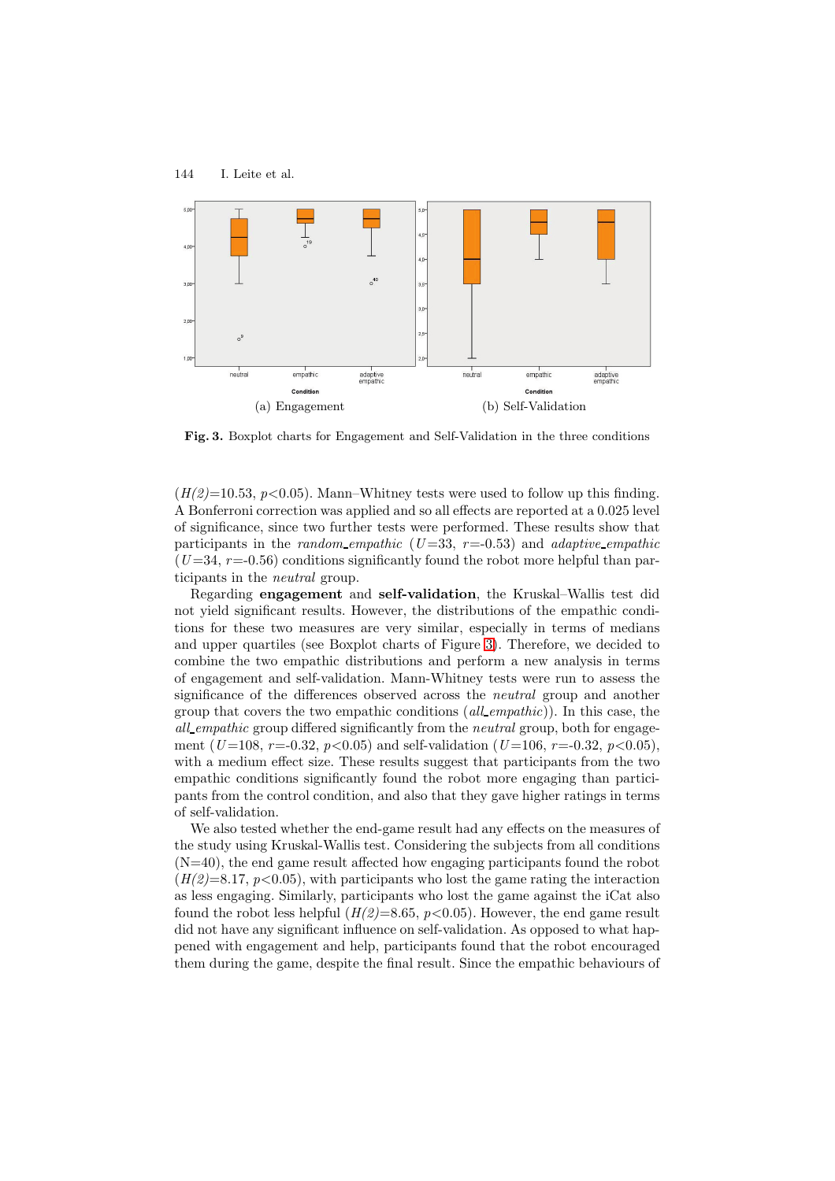(a) Engagement

(b) Self-Validation

**Fig. 3.** Boxplot charts for Engagement and Self-Validation in the three conditions

($H(2)$=10.53, $p<0.05$). Mann–Whitney tests were used to follow up this finding. A Bonferroni correction was applied and so all effects are reported at a 0.025 level of significance, since two further tests were performed. These results show that participants in the *random_empathic* ($U$=33, $r$=-0.53) and *adaptive_empathic* ($U$=34, $r$=-0.56) conditions significantly found the robot more helpful than participants in the *neutral* group.

Regarding **engagement** and **self-validation**, the Kruskal–Wallis test did not yield significant results. However, the distributions of the empathic conditions for these two measures are very similar, especially in terms of medians and upper quartiles (see Boxplot charts of Figure 3). Therefore, we decided to combine the two empathic distributions and perform a new analysis in terms of engagement and self-validation. Mann-Whitney tests were run to assess the significance of the differences observed across the *neutral* group and another group that covers the two empathic conditions (*all_empathic*)). In this case, the *all_empathic* group differed significantly from the *neutral* group, both for engagement ($U$=108, $r$=-0.32, $p<0.05$) and self-validation ($U$=106, $r$=-0.32, $p<0.05$), with a medium effect size. These results suggest that participants from the two empathic conditions significantly found the robot more engaging than participants from the control condition, and also that they gave higher ratings in terms of self-validation.

We also tested whether the end-game result had any effects on the measures of the study using Kruskal-Wallis test. Considering the subjects from all conditions (N=40), the end game result affected how engaging participants found the robot ($H(2)$=8.17, $p<0.05$), with participants who lost the game rating the interaction as less engaging. Similarly, participants who lost the game against the iCat also found the robot less helpful ($H(2)$=8.65, $p<0.05$). However, the end game result did not have any significant influence on self-validation. As opposed to what happened with engagement and help, participants found that the robot encouraged them during the game, despite the final result. Since the empathic behaviours of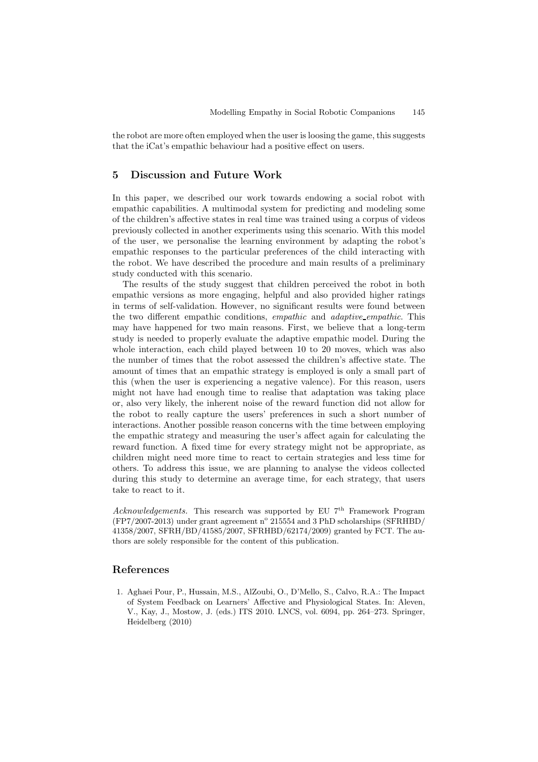the robot are more often employed when the user is loosing the game, this suggests that the iCat's empathic behaviour had a positive effect on users.

## 5 Discussion and Future Work

In this paper, we described our work towards endowing a social robot with empathic capabilities. A multimodal system for predicting and modeling some of the children's affective states in real time was trained using a corpus of videos previously collected in another experiments using this scenario. With this model of the user, we personalise the learning environment by adapting the robot's empathic responses to the particular preferences of the child interacting with the robot. We have described the procedure and main results of a preliminary study conducted with this scenario.

The results of the study suggest that children perceived the robot in both empathic versions as more engaging, helpful and also provided higher ratings in terms of self-validation. However, no significant results were found between the two different empathic conditions, *empathic* and *adaptive_empathic*. This may have happened for two main reasons. First, we believe that a long-term study is needed to properly evaluate the adaptive empathic model. During the whole interaction, each child played between 10 to 20 moves, which was also the number of times that the robot assessed the children's affective state. The amount of times that an empathic strategy is employed is only a small part of this (when the user is experiencing a negative valence). For this reason, users might not have had enough time to realise that adaptation was taking place or, also very likely, the inherent noise of the reward function did not allow for the robot to really capture the users' preferences in such a short number of interactions. Another possible reason concerns with the time between employing the empathic strategy and measuring the user's affect again for calculating the reward function. A fixed time for every strategy might not be appropriate, as children might need more time to react to certain strategies and less time for others. To address this issue, we are planning to analyse the videos collected during this study to determine an average time, for each strategy, that users take to react to it.

*Acknowledgements.* This research was supported by EU 7$^{th}$ Framework Program (FP7/2007-2013) under grant agreement n$^{o}$ 215554 and 3 PhD scholarships (SFRHBD/41358/2007, SFRH/BD/41585/2007, SFRHBD/62174/2009) granted by FCT. The authors are solely responsible for the content of this publication.

## References

1. Aghaei Pour, P., Hussain, M.S., AlZoubi, O., D'Mello, S., Calvo, R.A.: The Impact of System Feedback on Learners' Affective and Physiological States. In: Aleven, V., Kay, J., Mostow, J. (eds.) ITS 2010. LNCS, vol. 6094, pp. 264–273. Springer, Heidelberg (2010)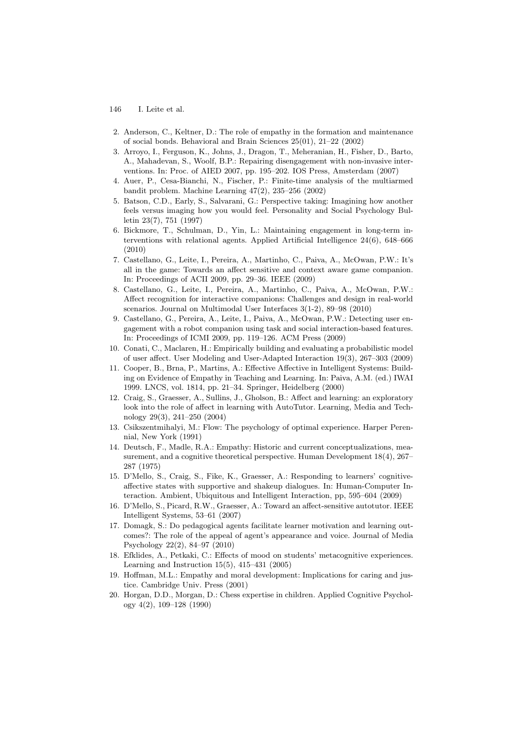2. Anderson, C., Keltner, D.: The role of empathy in the formation and maintenance of social bonds. Behavioral and Brain Sciences 25(01), 21–22 (2002)
3. Arroyo, I., Ferguson, K., Johns, J., Dragon, T., Meheranian, H., Fisher, D., Barto, A., Mahadevan, S., Woolf, B.P.: Repairing disengagement with non-invasive interventions. In: Proc. of AIED 2007, pp. 195–202. IOS Press, Amsterdam (2007)
4. Auer, P., Cesa-Bianchi, N., Fischer, P.: Finite-time analysis of the multiarmed bandit problem. Machine Learning 47(2), 235–256 (2002)
5. Batson, C.D., Early, S., Salvarani, G.: Perspective taking: Imagining how another feels versus imaging how you would feel. Personality and Social Psychology Bulletin 23(7), 751 (1997)
6. Bickmore, T., Schulman, D., Yin, L.: Maintaining engagement in long-term interventions with relational agents. Applied Artificial Intelligence 24(6), 648–666 (2010)
7. Castellano, G., Leite, I., Pereira, A., Martinho, C., Paiva, A., McOwan, P.W.: It's all in the game: Towards an affect sensitive and context aware game companion. In: Proceedings of ACII 2009, pp. 29–36. IEEE (2009)
8. Castellano, G., Leite, I., Pereira, A., Martinho, C., Paiva, A., McOwan, P.W.: Affect recognition for interactive companions: Challenges and design in real-world scenarios. Journal on Multimodal User Interfaces 3(1-2), 89–98 (2010)
9. Castellano, G., Pereira, A., Leite, I., Paiva, A., McOwan, P.W.: Detecting user engagement with a robot companion using task and social interaction-based features. In: Proceedings of ICMI 2009, pp. 119–126. ACM Press (2009)
10. Conati, C., Maclaren, H.: Empirically building and evaluating a probabilistic model of user affect. User Modeling and User-Adapted Interaction 19(3), 267–303 (2009)
11. Cooper, B., Brna, P., Martins, A.: Effective Affective in Intelligent Systems: Building on Evidence of Empathy in Teaching and Learning. In: Paiva, A.M. (ed.) IWAI 1999. LNCS, vol. 1814, pp. 21–34. Springer, Heidelberg (2000)
12. Craig, S., Graesser, A., Sullins, J., Gholson, B.: Affect and learning: an exploratory look into the role of affect in learning with AutoTutor. Learning, Media and Technology 29(3), 241–250 (2004)
13. Csikszentmihalyi, M.: Flow: The psychology of optimal experience. Harper Perennial, New York (1991)
14. Deutsch, F., Madle, R.A.: Empathy: Historic and current conceptualizations, measurement, and a cognitive theoretical perspective. Human Development 18(4), 267–287 (1975)
15. D'Mello, S., Craig, S., Fike, K., Graesser, A.: Responding to learners' cognitive-affective states with supportive and shakeup dialogues. In: Human-Computer Interaction. Ambient, Ubiquitous and Intelligent Interaction, pp, 595–604 (2009)
16. D'Mello, S., Picard, R.W., Graesser, A.: Toward an affect-sensitive autotutor. IEEE Intelligent Systems, 53–61 (2007)
17. Domagk, S.: Do pedagogical agents facilitate learner motivation and learning outcomes?: The role of the appeal of agent's appearance and voice. Journal of Media Psychology 22(2), 84–97 (2010)
18. Efklides, A., Petkaki, C.: Effects of mood on students' metacognitive experiences. Learning and Instruction 15(5), 415–431 (2005)
19. Hoffman, M.L.: Empathy and moral development: Implications for caring and justice. Cambridge Univ. Press (2001)
20. Horgan, D.D., Morgan, D.: Chess expertise in children. Applied Cognitive Psychology 4(2), 109–128 (1990)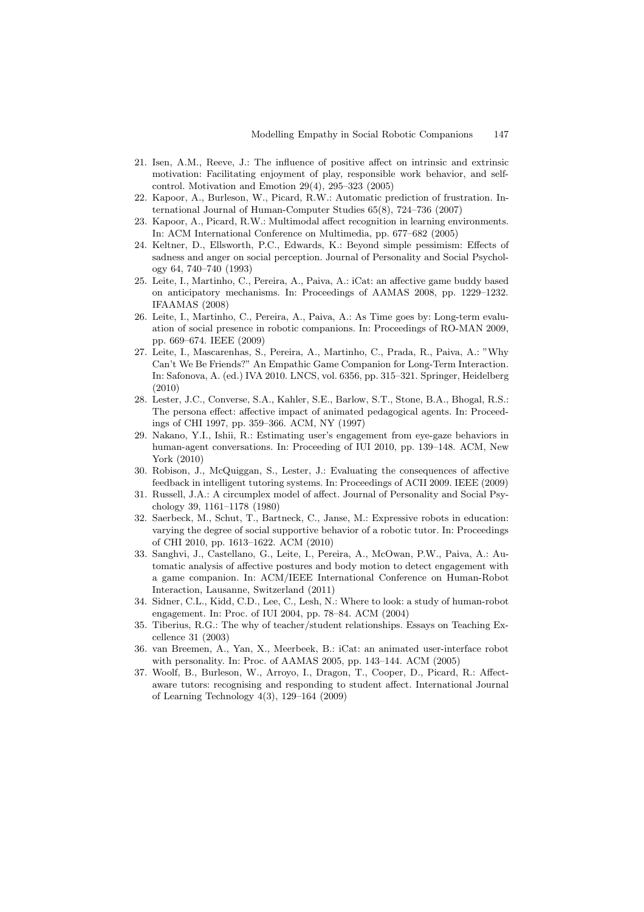21. Isen, A.M., Reeve, J.: The influence of positive affect on intrinsic and extrinsic motivation: Facilitating enjoyment of play, responsible work behavior, and self-control. Motivation and Emotion 29(4), 295–323 (2005)
22. Kapoor, A., Burleson, W., Picard, R.W.: Automatic prediction of frustration. International Journal of Human-Computer Studies 65(8), 724–736 (2007)
23. Kapoor, A., Picard, R.W.: Multimodal affect recognition in learning environments. In: ACM International Conference on Multimedia, pp. 677–682 (2005)
24. Keltner, D., Ellsworth, P.C., Edwards, K.: Beyond simple pessimism: Effects of sadness and anger on social perception. Journal of Personality and Social Psychology 64, 740–740 (1993)
25. Leite, I., Martinho, C., Pereira, A., Paiva, A.: iCat: an affective game buddy based on anticipatory mechanisms. In: Proceedings of AAMAS 2008, pp. 1229–1232. IFAAMAS (2008)
26. Leite, I., Martinho, C., Pereira, A., Paiva, A.: As Time goes by: Long-term evaluation of social presence in robotic companions. In: Proceedings of RO-MAN 2009, pp. 669–674. IEEE (2009)
27. Leite, I., Mascarenhas, S., Pereira, A., Martinho, C., Prada, R., Paiva, A.: "Why Can't We Be Friends?" An Empathic Game Companion for Long-Term Interaction. In: Safonova, A. (ed.) IVA 2010. LNCS, vol. 6356, pp. 315–321. Springer, Heidelberg (2010)
28. Lester, J.C., Converse, S.A., Kahler, S.E., Barlow, S.T., Stone, B.A., Bhogal, R.S.: The persona effect: affective impact of animated pedagogical agents. In: Proceedings of CHI 1997, pp. 359–366. ACM, NY (1997)
29. Nakano, Y.I., Ishii, R.: Estimating user's engagement from eye-gaze behaviors in human-agent conversations. In: Proceeding of IUI 2010, pp. 139–148. ACM, New York (2010)
30. Robison, J., McQuiggan, S., Lester, J.: Evaluating the consequences of affective feedback in intelligent tutoring systems. In: Proceedings of ACII 2009. IEEE (2009)
31. Russell, J.A.: A circumplex model of affect. Journal of Personality and Social Psychology 39, 1161–1178 (1980)
32. Saerbeck, M., Schut, T., Bartneck, C., Janse, M.: Expressive robots in education: varying the degree of social supportive behavior of a robotic tutor. In: Proceedings of CHI 2010, pp. 1613–1622. ACM (2010)
33. Sanghvi, J., Castellano, G., Leite, I., Pereira, A., McOwan, P.W., Paiva, A.: Automatic analysis of affective postures and body motion to detect engagement with a game companion. In: ACM/IEEE International Conference on Human-Robot Interaction, Lausanne, Switzerland (2011)
34. Sidner, C.L., Kidd, C.D., Lee, C., Lesh, N.: Where to look: a study of human-robot engagement. In: Proc. of IUI 2004, pp. 78–84. ACM (2004)
35. Tiberius, R.G.: The why of teacher/student relationships. Essays on Teaching Excellence 31 (2003)
36. van Breemen, A., Yan, X., Meerbeek, B.: iCat: an animated user-interface robot with personality. In: Proc. of AAMAS 2005, pp. 143–144. ACM (2005)
37. Woolf, B., Burleson, W., Arroyo, I., Dragon, T., Cooper, D., Picard, R.: Affect-aware tutors: recognising and responding to student affect. International Journal of Learning Technology 4(3), 129–164 (2009)